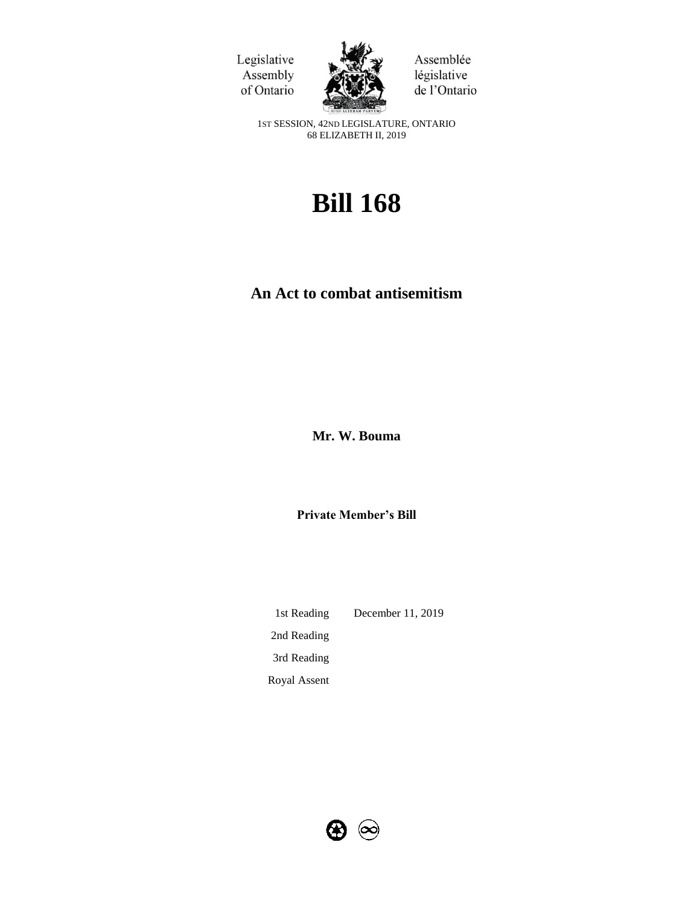Legislative Assembly of Ontario

Assemblée législative de l'Ontario

1ST SESSION, 42ND LEGISLATURE, ONTARIO
68 ELIZABETH II, 2019

# Bill 168

## An Act to combat antisemitism

**Mr. W. Bouma**

**Private Member's Bill**

| | |
|---|---|
| 1st Reading | December 11, 2019 |
| 2nd Reading | |
| 3rd Reading | |
| Royal Assent | |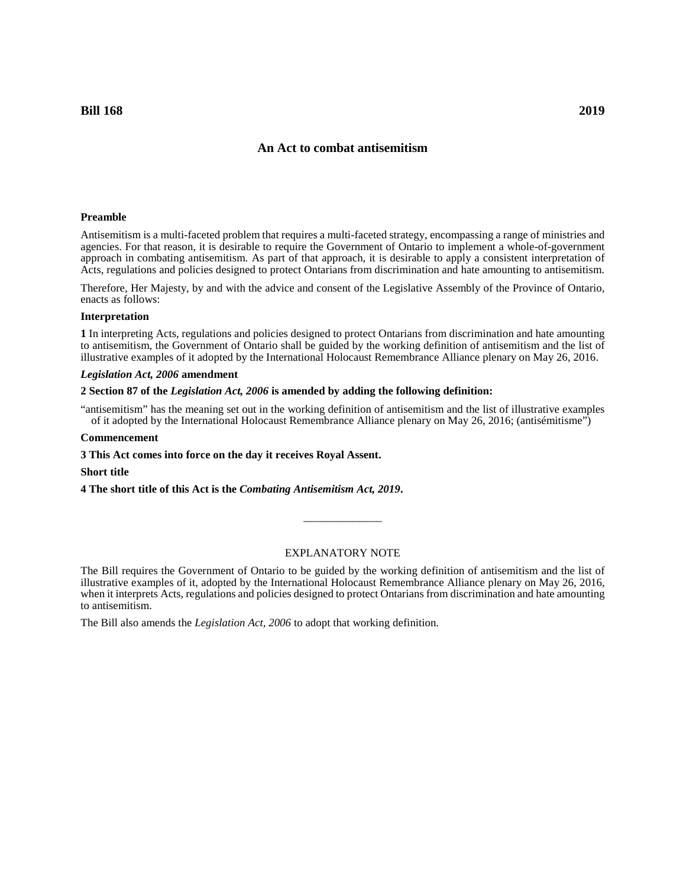**Bill 168** **2019**

# An Act to combat antisemitism

### Preamble

Antisemitism is a multi-faceted problem that requires a multi-faceted strategy, encompassing a range of ministries and agencies. For that reason, it is desirable to require the Government of Ontario to implement a whole-of-government approach in combating antisemitism. As part of that approach, it is desirable to apply a consistent interpretation of Acts, regulations and policies designed to protect Ontarians from discrimination and hate amounting to antisemitism.

Therefore, Her Majesty, by and with the advice and consent of the Legislative Assembly of the Province of Ontario, enacts as follows:

### Interpretation

**1** In interpreting Acts, regulations and policies designed to protect Ontarians from discrimination and hate amounting to antisemitism, the Government of Ontario shall be guided by the working definition of antisemitism and the list of illustrative examples of it adopted by the International Holocaust Remembrance Alliance plenary on May 26, 2016.

### *Legislation Act, 2006* amendment

**2 Section 87 of the *Legislation Act, 2006* is amended by adding the following definition:**

"antisemitism" has the meaning set out in the working definition of antisemitism and the list of illustrative examples of it adopted by the International Holocaust Remembrance Alliance plenary on May 26, 2016; (antisémitisme")

### Commencement

**3 This Act comes into force on the day it receives Royal Assent.**

### Short title

**4 The short title of this Act is the *Combating Antisemitism Act, 2019*.**

---

EXPLANATORY NOTE

The Bill requires the Government of Ontario to be guided by the working definition of antisemitism and the list of illustrative examples of it, adopted by the International Holocaust Remembrance Alliance plenary on May 26, 2016, when it interprets Acts, regulations and policies designed to protect Ontarians from discrimination and hate amounting to antisemitism.

The Bill also amends the *Legislation Act, 2006* to adopt that working definition.